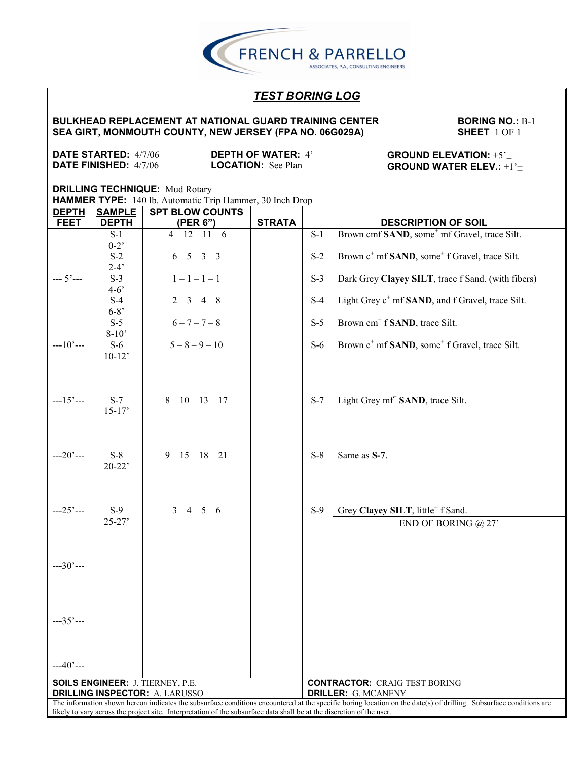FRENCH & PARRELLO
ASSOCIATES, P.A., CONSULTING ENGINEERS

# *TEST BORING LOG*

**BULKHEAD REPLACEMENT AT NATIONAL GUARD TRAINING CENTER**
**SEA GIRT, MONMOUTH COUNTY, NEW JERSEY (FPA NO. 06G029A)**

**BORING NO.:** B-1
**SHEET** 1 OF 1

**DATE STARTED:** 4/7/06
**DATE FINISHED:** 4/7/06

**DEPTH OF WATER:** 4'
**LOCATION:** See Plan

**GROUND ELEVATION:** +5'±
**GROUND WATER ELEV.:** +1'±

**DRILLING TECHNIQUE:** Mud Rotary
**HAMMER TYPE:** 140 lb. Automatic Trip Hammer, 30 Inch Drop

| DEPTH FEET | SAMPLE DEPTH | SPT BLOW COUNTS (PER 6") | STRATA | DESCRIPTION OF SOIL |
|---|---|---|---|---|
| | S-1 0-2' | 4 – 12 – 11 – 6 | | S-1 Brown cmf **SAND**, some+ mf Gravel, trace Silt. |
| | S-2 2-4' | 6 – 5 – 3 – 3 | | S-2 Brown c+ mf **SAND**, some+ f Gravel, trace Silt. |
| --- 5'--- | S-3 4-6' | 1 – 1 – 1 – 1 | | S-3 Dark Grey **Clayey SILT**, trace f Sand. (with fibers) |
| | S-4 6-8' | 2 – 3 – 4 – 8 | | S-4 Light Grey c+ mf **SAND**, and f Gravel, trace Silt. |
| | S-5 8-10' | 6 – 7 – 7 – 8 | | S-5 Brown cm+ f **SAND**, trace Silt. |
| ---10'--- | S-6 10-12' | 5 – 8 – 9 – 10 | | S-6 Brown c+ mf **SAND**, some+ f Gravel, trace Silt. |
| ---15'--- | S-7 15-17' | 8 – 10 – 13 – 17 | | S-7 Light Grey mf+ **SAND**, trace Silt. |
| ---20'--- | S-8 20-22' | 9 – 15 – 18 – 21 | | S-8 Same as **S-7**. |
| ---25'--- | S-9 25-27' | 3 – 4 – 5 – 6 | | S-9 Grey **Clayey SILT**, little+ f Sand. |
| | | | | END OF BORING @ 27' |
| ---30'--- | | | | |
| ---35'--- | | | | |
| ---40'--- | | | | |

**SOILS ENGINEER:** J. TIERNEY, P.E.
**DRILLING INSPECTOR:** A. LARUSSO

**CONTRACTOR:** CRAIG TEST BORING
**DRILLER:** G. MCANENY

The information shown hereon indicates the subsurface conditions encountered at the specific boring location on the date(s) of drilling. Subsurface conditions are likely to vary across the project site. Interpretation of the subsurface data shall be at the discretion of the user.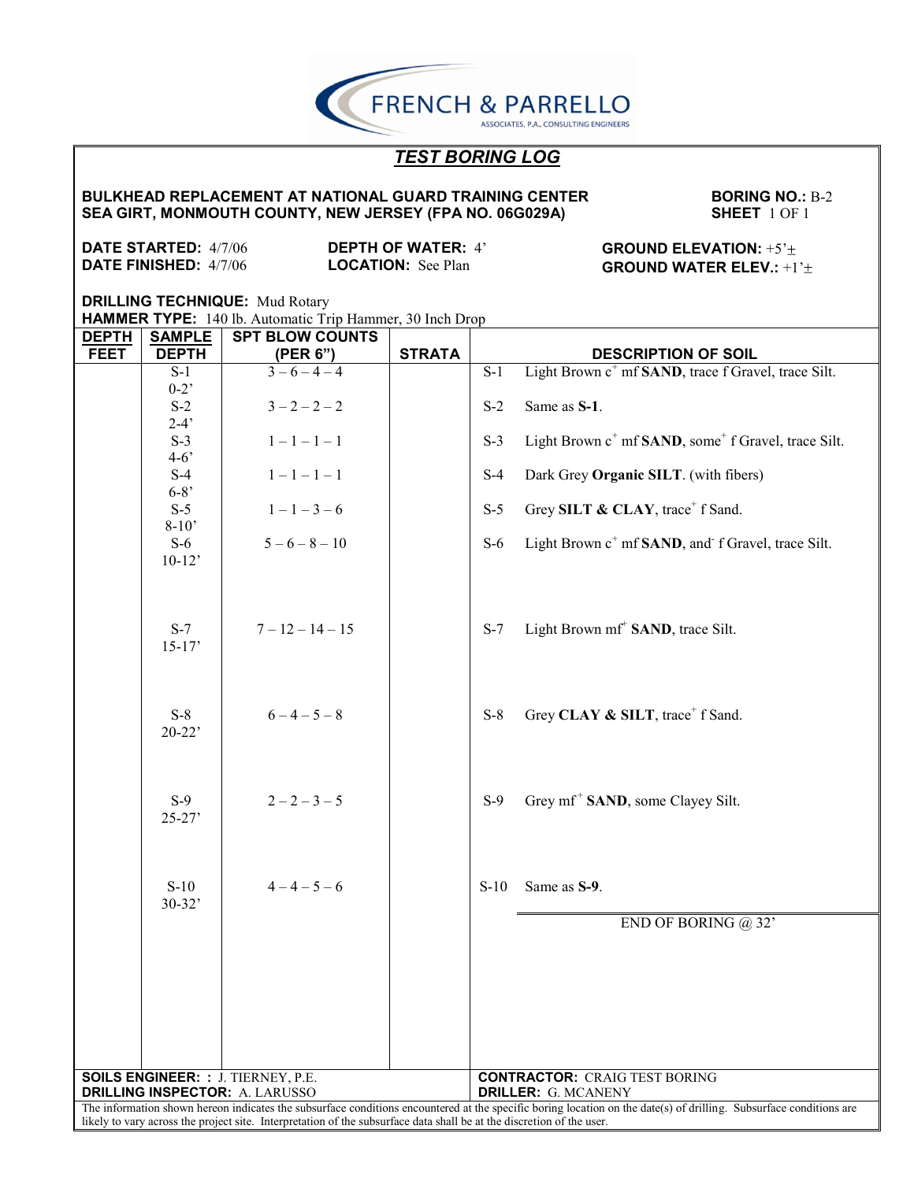FRENCH & PARRELLO
ASSOCIATES, P.A., CONSULTING ENGINEERS

# *TEST BORING LOG*

**BULKHEAD REPLACEMENT AT NATIONAL GUARD TRAINING CENTER**
**SEA GIRT, MONMOUTH COUNTY, NEW JERSEY (FPA NO. 06G029A)**

**BORING NO.:** B-2
**SHEET** 1 OF 1

**DATE STARTED:** 4/7/06
**DATE FINISHED:** 4/7/06

**DEPTH OF WATER:** 4'
**LOCATION:** See Plan

**GROUND ELEVATION:** +5'±
**GROUND WATER ELEV.:** +1'±

**DRILLING TECHNIQUE:** Mud Rotary
**HAMMER TYPE:** 140 lb. Automatic Trip Hammer, 30 Inch Drop

| DEPTH FEET | SAMPLE DEPTH | SPT BLOW COUNTS (PER 6") | STRATA | DESCRIPTION OF SOIL |
|---|---|---|---|---|
| | S-1 0-2' | 3 – 6 – 4 – 4 | | S-1 Light Brown c$^{+}$ mf **SAND**, trace f Gravel, trace Silt. |
| | S-2 2-4' | 3 – 2 – 2 – 2 | | S-2 Same as **S-1**. |
| | S-3 4-6' | 1 – 1 – 1 – 1 | | S-3 Light Brown c$^{+}$ mf **SAND**, some$^{+}$ f Gravel, trace Silt. |
| | S-4 6-8' | 1 – 1 – 1 – 1 | | S-4 Dark Grey **Organic SILT**. (with fibers) |
| | S-5 8-10' | 1 – 1 – 3 – 6 | | S-5 Grey **SILT & CLAY**, trace$^{+}$ f Sand. |
| | S-6 10-12' | 5 – 6 – 8 – 10 | | S-6 Light Brown c$^{+}$ mf **SAND**, and$^{-}$ f Gravel, trace Silt. |
| | S-7 15-17' | 7 – 12 – 14 – 15 | | S-7 Light Brown mf$^{+}$ **SAND**, trace Silt. |
| | S-8 20-22' | 6 – 4 – 5 – 8 | | S-8 Grey **CLAY & SILT**, trace$^{+}$ f Sand. |
| | S-9 25-27' | 2 – 2 – 3 – 5 | | S-9 Grey mf$^{+}$ **SAND**, some Clayey Silt. |
| | S-10 30-32' | 4 – 4 – 5 – 6 | | S-10 Same as **S-9**. |
| | | | | END OF BORING @ 32' |

**SOILS ENGINEER: :** J. TIERNEY, P.E.
**DRILLING INSPECTOR:** A. LARUSSO

**CONTRACTOR:** CRAIG TEST BORING
**DRILLER:** G. MCANENY

The information shown hereon indicates the subsurface conditions encountered at the specific boring location on the date(s) of drilling. Subsurface conditions are likely to vary across the project site. Interpretation of the subsurface data shall be at the discretion of the user.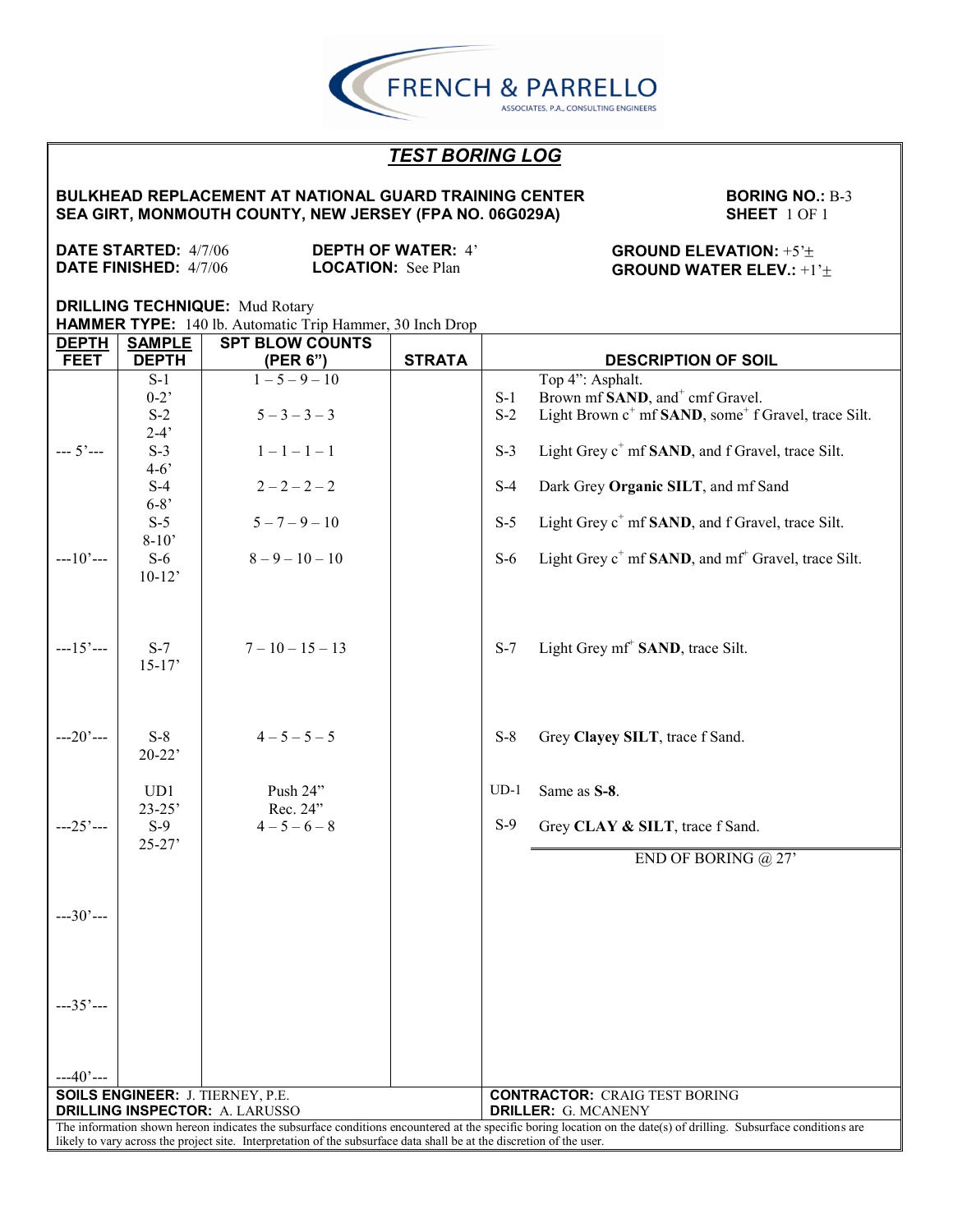FRENCH & PARRELLO
ASSOCIATES, P.A., CONSULTING ENGINEERS

# *TEST BORING LOG*

**BULKHEAD REPLACEMENT AT NATIONAL GUARD TRAINING CENTER**
**SEA GIRT, MONMOUTH COUNTY, NEW JERSEY (FPA NO. 06G029A)**

**BORING NO.:** B-3
**SHEET** 1 OF 1

**DATE STARTED:** 4/7/06
**DATE FINISHED:** 4/7/06

**DEPTH OF WATER:** 4'
**LOCATION:** See Plan

**GROUND ELEVATION:** +5'±
**GROUND WATER ELEV.:** +1'±

**DRILLING TECHNIQUE:** Mud Rotary
**HAMMER TYPE:** 140 lb. Automatic Trip Hammer, 30 Inch Drop

| DEPTH FEET | SAMPLE DEPTH | SPT BLOW COUNTS (PER 6") | STRATA | | DESCRIPTION OF SOIL |
|---|---|---|---|---|---|
| | | | | | Top 4": Asphalt. |
| | S-1 0-2' | 1 – 5 – 9 – 10 | | S-1 | Brown mf **SAND**, and+ cmf Gravel. |
| | S-2 2-4' | 5 – 3 – 3 – 3 | | S-2 | Light Brown c+ mf **SAND**, some+ f Gravel, trace Silt. |
| --- 5'--- | S-3 4-6' | 1 – 1 – 1 – 1 | | S-3 | Light Grey c+ mf **SAND**, and f Gravel, trace Silt. |
| | S-4 6-8' | 2 – 2 – 2 – 2 | | S-4 | Dark Grey **Organic SILT**, and mf Sand |
| | S-5 8-10' | 5 – 7 – 9 – 10 | | S-5 | Light Grey c+ mf **SAND**, and f Gravel, trace Silt. |
| ---10'--- | S-6 10-12' | 8 – 9 – 10 – 10 | | S-6 | Light Grey c+ mf **SAND**, and mf+ Gravel, trace Silt. |
| ---15'--- | S-7 15-17' | 7 – 10 – 15 – 13 | | S-7 | Light Grey mf+ **SAND**, trace Silt. |
| ---20'--- | S-8 20-22' | 4 – 5 – 5 – 5 | | S-8 | Grey **Clayey SILT**, trace f Sand. |
| | UD1 23-25' | Push 24" Rec. 24" | | UD-1 | Same as **S-8**. |
| ---25'--- | S-9 25-27' | 4 – 5 – 6 – 8 | | S-9 | Grey **CLAY & SILT**, trace f Sand. |
| | | | | | END OF BORING @ 27' |
| ---30'--- | | | | | |
| ---35'--- | | | | | |
| ---40'--- | | | | | |

**SOILS ENGINEER:** J. TIERNEY, P.E.
**DRILLING INSPECTOR:** A. LARUSSO

**CONTRACTOR:** CRAIG TEST BORING
**DRILLER:** G. MCANENY

The information shown hereon indicates the subsurface conditions encountered at the specific boring location on the date(s) of drilling. Subsurface conditions are likely to vary across the project site. Interpretation of the subsurface data shall be at the discretion of the user.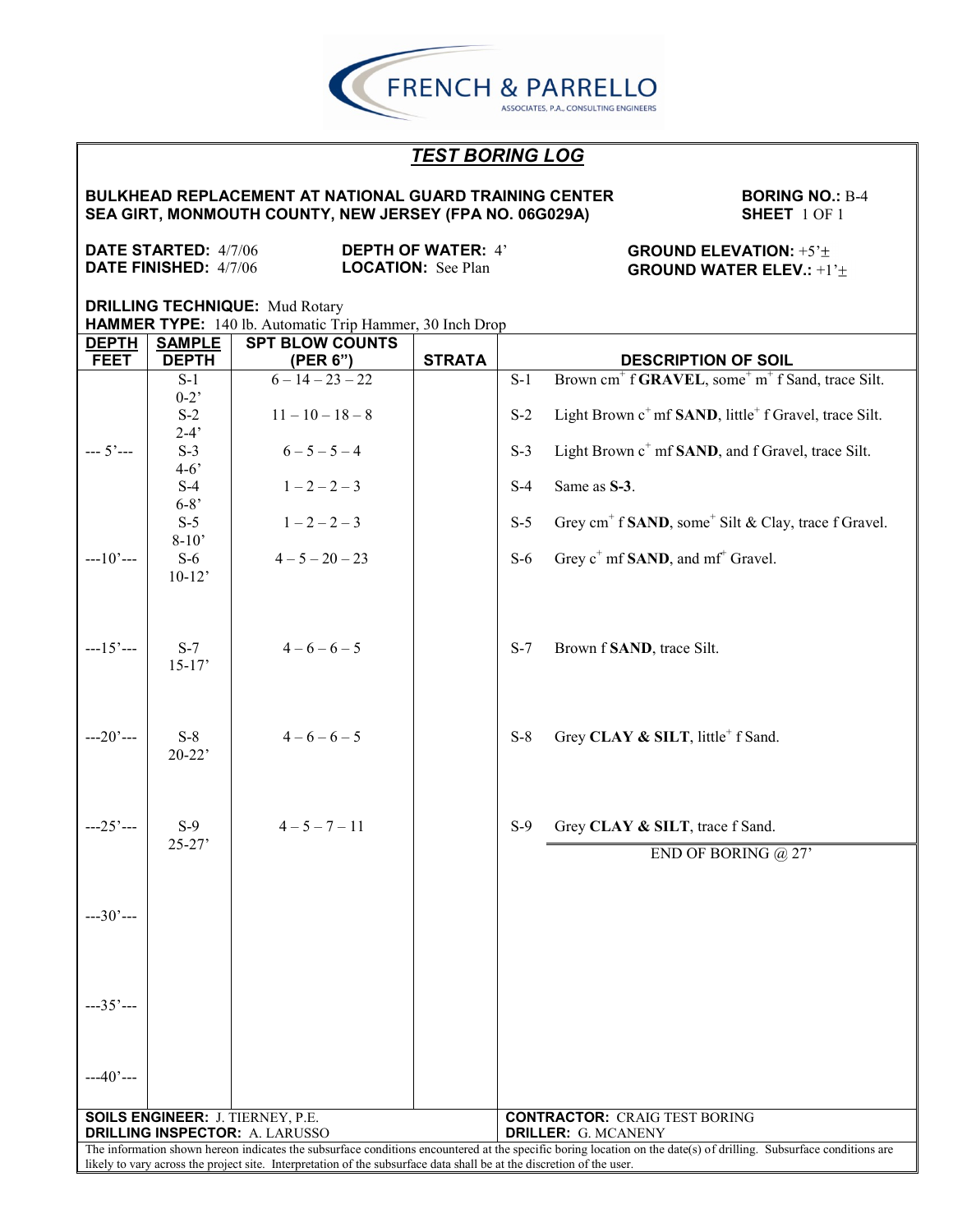FRENCH & PARRELLO
ASSOCIATES, P.A., CONSULTING ENGINEERS

## *TEST BORING LOG*

**BULKHEAD REPLACEMENT AT NATIONAL GUARD TRAINING CENTER**
**SEA GIRT, MONMOUTH COUNTY, NEW JERSEY (FPA NO. 06G029A)**

**BORING NO.:** B-4
**SHEET** 1 OF 1

**DATE STARTED:** 4/7/06
**DATE FINISHED:** 4/7/06

**DEPTH OF WATER:** 4'
**LOCATION:** See Plan

**GROUND ELEVATION:** +5'±
**GROUND WATER ELEV.:** +1'±

**DRILLING TECHNIQUE:** Mud Rotary
**HAMMER TYPE:** 140 lb. Automatic Trip Hammer, 30 Inch Drop

| DEPTH FEET | SAMPLE DEPTH | SPT BLOW COUNTS (PER 6") | STRATA | DESCRIPTION OF SOIL |
|---|---|---|---|---|
| | S-1 0-2' | 6 – 14 – 23 – 22 | | S-1 Brown cm+ f **GRAVEL**, some+ m+ f Sand, trace Silt. |
| | S-2 2-4' | 11 – 10 – 18 – 8 | | S-2 Light Brown c+ mf **SAND**, little+ f Gravel, trace Silt. |
| ---5'--- | S-3 4-6' | 6 – 5 – 5 – 4 | | S-3 Light Brown c+ mf **SAND**, and f Gravel, trace Silt. |
| | S-4 6-8' | 1 – 2 – 2 – 3 | | S-4 Same as **S-3**. |
| | S-5 8-10' | 1 – 2 – 2 – 3 | | S-5 Grey cm+ f **SAND**, some+ Silt & Clay, trace f Gravel. |
| ---10'--- | S-6 10-12' | 4 – 5 – 20 – 23 | | S-6 Grey c+ mf **SAND**, and mf+ Gravel. |
| ---15'--- | S-7 15-17' | 4 – 6 – 6 – 5 | | S-7 Brown f **SAND**, trace Silt. |
| ---20'--- | S-8 20-22' | 4 – 6 – 6 – 5 | | S-8 Grey **CLAY & SILT**, little+ f Sand. |
| ---25'--- | S-9 25-27' | 4 – 5 – 7 – 11 | | S-9 Grey **CLAY & SILT**, trace f Sand. |
| | | | | END OF BORING @ 27' |
| ---30'--- | | | | |
| ---35'--- | | | | |
| ---40'--- | | | | |

**SOILS ENGINEER:** J. TIERNEY, P.E.
**DRILLING INSPECTOR:** A. LARUSSO

**CONTRACTOR:** CRAIG TEST BORING
**DRILLER:** G. MCANENY

The information shown hereon indicates the subsurface conditions encountered at the specific boring location on the date(s) of drilling. Subsurface conditions are likely to vary across the project site. Interpretation of the subsurface data shall be at the discretion of the user.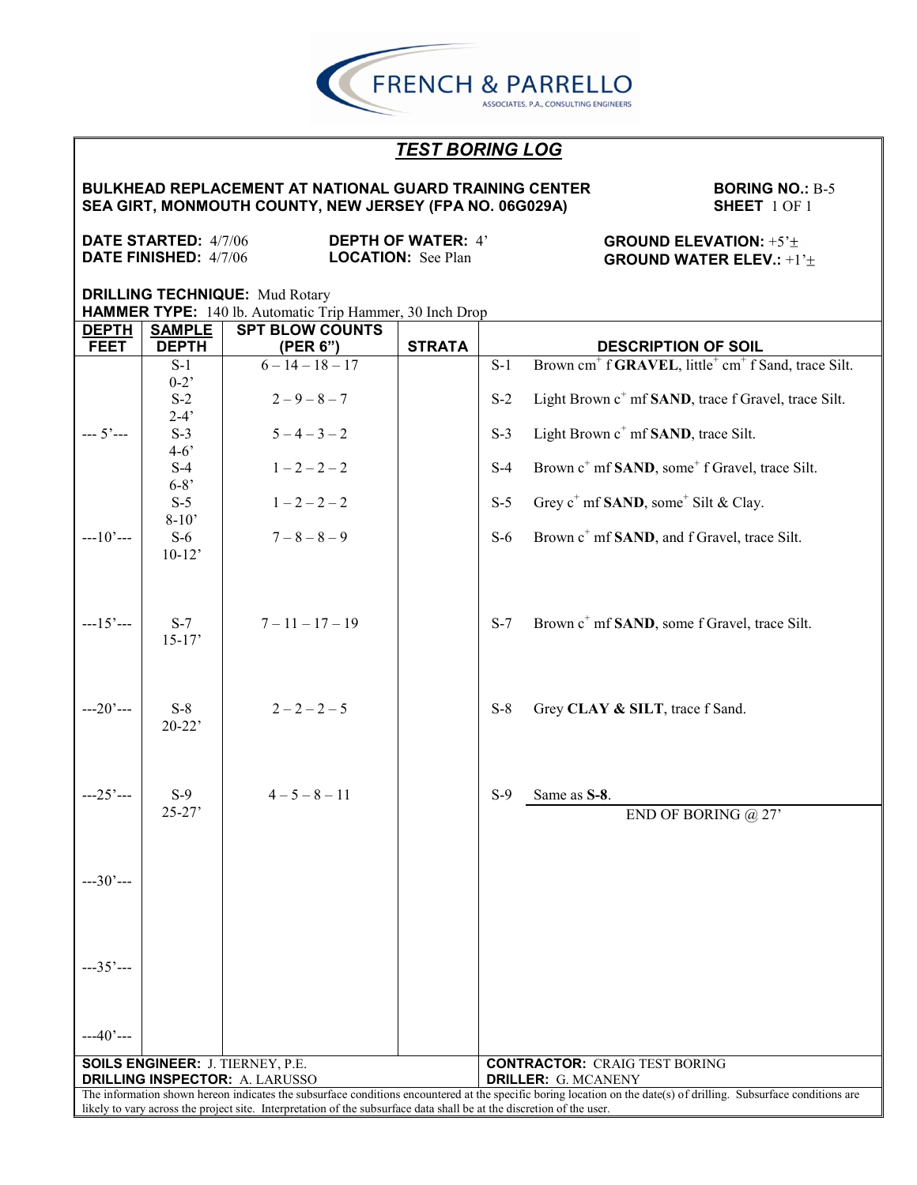FRENCH & PARRELLO
ASSOCIATES, P.A., CONSULTING ENGINEERS

# *TEST BORING LOG*

**BULKHEAD REPLACEMENT AT NATIONAL GUARD TRAINING CENTER**
**SEA GIRT, MONMOUTH COUNTY, NEW JERSEY (FPA NO. 06G029A)**

**BORING NO.:** B-5
**SHEET** 1 OF 1

**DATE STARTED:** 4/7/06
**DATE FINISHED:** 4/7/06

**DEPTH OF WATER:** 4'
**LOCATION:** See Plan

**GROUND ELEVATION:** +5'±
**GROUND WATER ELEV.:** +1'±

**DRILLING TECHNIQUE:** Mud Rotary
**HAMMER TYPE:** 140 lb. Automatic Trip Hammer, 30 Inch Drop

| DEPTH FEET | SAMPLE DEPTH | SPT BLOW COUNTS (PER 6") | STRATA | DESCRIPTION OF SOIL |
|---|---|---|---|---|
| | S-1 0-2' | 6 – 14 – 18 – 17 | | S-1 Brown cm$^+$ f **GRAVEL**, little$^+$ cm$^+$ f Sand, trace Silt. |
| | S-2 2-4' | 2 – 9 – 8 – 7 | | S-2 Light Brown c$^+$ mf **SAND**, trace f Gravel, trace Silt. |
| --- 5'--- | S-3 4-6' | 5 – 4 – 3 – 2 | | S-3 Light Brown c$^+$ mf **SAND**, trace Silt. |
| | S-4 6-8' | 1 – 2 – 2 – 2 | | S-4 Brown c$^+$ mf **SAND**, some$^+$ f Gravel, trace Silt. |
| | S-5 8-10' | 1 – 2 – 2 – 2 | | S-5 Grey c$^+$ mf **SAND**, some$^+$ Silt & Clay. |
| ---10'--- | S-6 10-12' | 7 – 8 – 8 – 9 | | S-6 Brown c$^+$ mf **SAND**, and f Gravel, trace Silt. |
| ---15'--- | S-7 15-17' | 7 – 11 – 17 – 19 | | S-7 Brown c$^+$ mf **SAND**, some f Gravel, trace Silt. |
| ---20'--- | S-8 20-22' | 2 – 2 – 2 – 5 | | S-8 Grey **CLAY & SILT**, trace f Sand. |
| ---25'--- | S-9 25-27' | 4 – 5 – 8 – 11 | | S-9 Same as **S-8**. |
| | | | | END OF BORING @ 27' |
| ---30'--- | | | | |
| ---35'--- | | | | |
| ---40'--- | | | | |

**SOILS ENGINEER:** J. TIERNEY, P.E.
**DRILLING INSPECTOR:** A. LARUSSO

**CONTRACTOR:** CRAIG TEST BORING
**DRILLER:** G. MCANENY

The information shown hereon indicates the subsurface conditions encountered at the specific boring location on the date(s) of drilling. Subsurface conditions are likely to vary across the project site. Interpretation of the subsurface data shall be at the discretion of the user.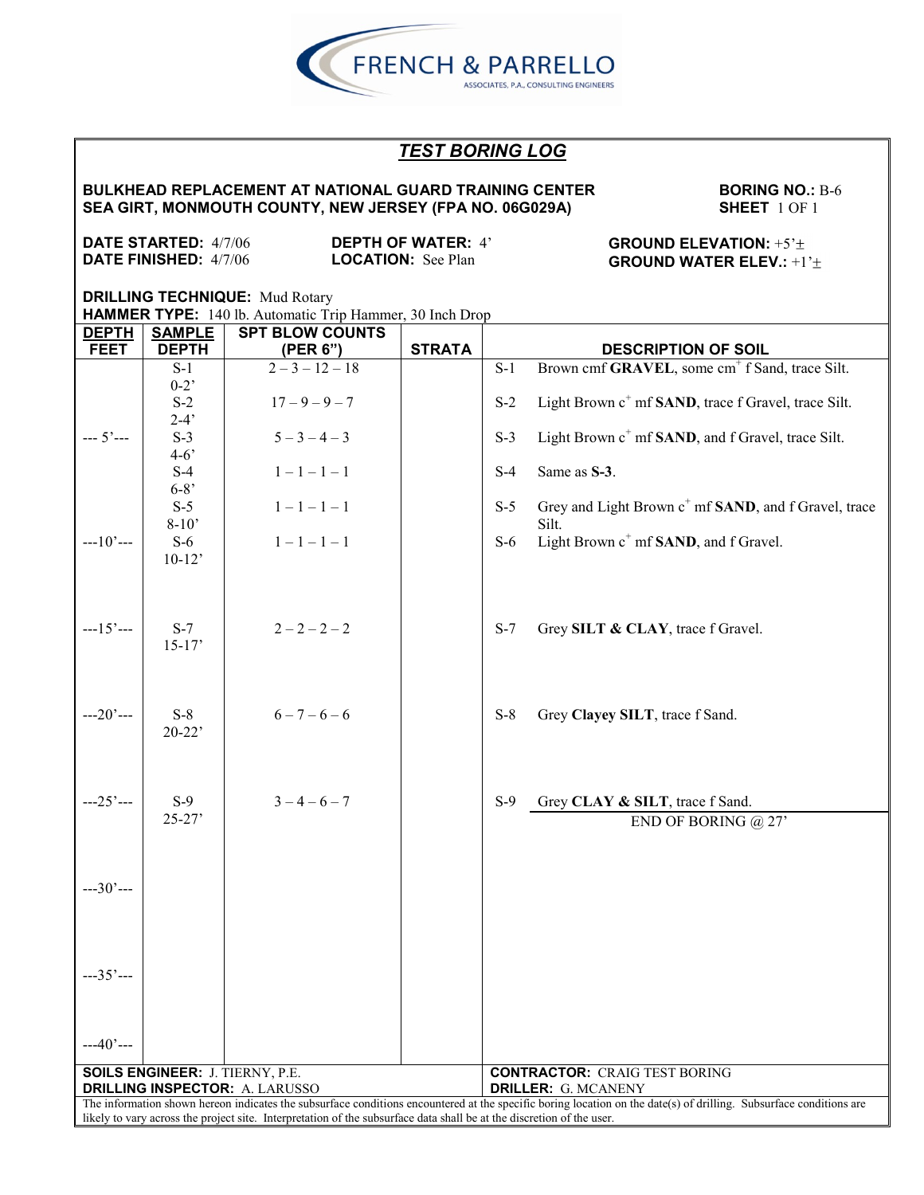FRENCH & PARRELLO
ASSOCIATES, P.A., CONSULTING ENGINEERS

# TEST BORING LOG

**BULKHEAD REPLACEMENT AT NATIONAL GUARD TRAINING CENTER**
**SEA GIRT, MONMOUTH COUNTY, NEW JERSEY (FPA NO. 06G029A)**

**BORING NO.:** B-6
**SHEET** 1 OF 1

**DATE STARTED:** 4/7/06
**DATE FINISHED:** 4/7/06
**DEPTH OF WATER:** 4'
**LOCATION:** See Plan
**GROUND ELEVATION:** +5'±
**GROUND WATER ELEV.:** +1'±

**DRILLING TECHNIQUE:** Mud Rotary
**HAMMER TYPE:** 140 lb. Automatic Trip Hammer, 30 Inch Drop

| DEPTH FEET | SAMPLE DEPTH | SPT BLOW COUNTS (PER 6") | STRATA | DESCRIPTION OF SOIL |
|---|---|---|---|---|
| | S-1 0-2' | 2 – 3 – 12 – 18 | | S-1 Brown cmf **GRAVEL**, some cm$^{+}$ f Sand, trace Silt. |
| | S-2 2-4' | 17 – 9 – 9 – 7 | | S-2 Light Brown c$^{+}$ mf **SAND**, trace f Gravel, trace Silt. |
| --- 5'--- | S-3 4-6' | 5 – 3 – 4 – 3 | | S-3 Light Brown c$^{+}$ mf **SAND**, and f Gravel, trace Silt. |
| | S-4 6-8' | 1 – 1 – 1 – 1 | | S-4 Same as **S-3**. |
| | S-5 8-10' | 1 – 1 – 1 – 1 | | S-5 Grey and Light Brown c$^{+}$ mf **SAND**, and f Gravel, trace Silt. |
| ---10'--- | S-6 10-12' | 1 – 1 – 1 – 1 | | S-6 Light Brown c$^{+}$ mf **SAND**, and f Gravel. |
| ---15'--- | S-7 15-17' | 2 – 2 – 2 – 2 | | S-7 Grey **SILT & CLAY**, trace f Gravel. |
| ---20'--- | S-8 20-22' | 6 – 7 – 6 – 6 | | S-8 Grey **Clayey SILT**, trace f Sand. |
| ---25'--- | S-9 25-27' | 3 – 4 – 6 – 7 | | S-9 Grey **CLAY & SILT**, trace f Sand. |
| | | | | END OF BORING @ 27' |
| ---30'--- | | | | |
| ---35'--- | | | | |
| ---40'--- | | | | |

**SOILS ENGINEER:** J. TIERNY, P.E.
**DRILLING INSPECTOR:** A. LARUSSO
**CONTRACTOR:** CRAIG TEST BORING
**DRILLER:** G. MCANENY

The information shown hereon indicates the subsurface conditions encountered at the specific boring location on the date(s) of drilling. Subsurface conditions are likely to vary across the project site. Interpretation of the subsurface data shall be at the discretion of the user.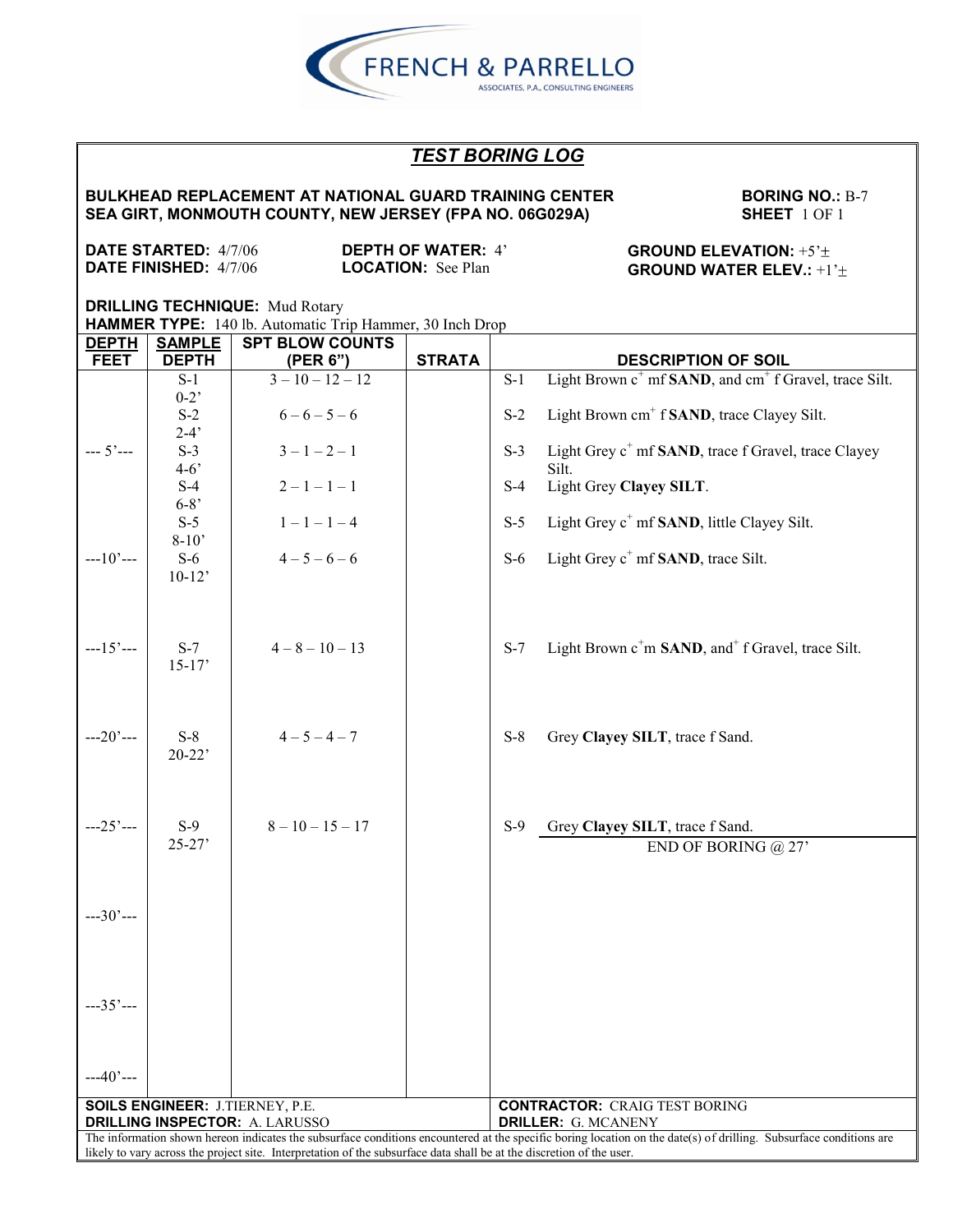FRENCH & PARRELLO
ASSOCIATES, P.A., CONSULTING ENGINEERS

## *TEST BORING LOG*

**BULKHEAD REPLACEMENT AT NATIONAL GUARD TRAINING CENTER**
**SEA GIRT, MONMOUTH COUNTY, NEW JERSEY (FPA NO. 06G029A)**

**BORING NO.:** B-7
**SHEET** 1 OF 1

**DATE STARTED:** 4/7/06
**DATE FINISHED:** 4/7/06

**DEPTH OF WATER:** 4'
**LOCATION:** See Plan

**GROUND ELEVATION:** +5'±
**GROUND WATER ELEV.:** +1'±

**DRILLING TECHNIQUE:** Mud Rotary
**HAMMER TYPE:** 140 lb. Automatic Trip Hammer, 30 Inch Drop

| DEPTH FEET | SAMPLE DEPTH | SPT BLOW COUNTS (PER 6") | STRATA | DESCRIPTION OF SOIL |
|---|---|---|---|---|
| | S-1 0-2' | 3 – 10 – 12 – 12 | | S-1 Light Brown $c^+$ mf **SAND**, and $cm^+$ f Gravel, trace Silt. |
| | S-2 2-4' | 6 – 6 – 5 – 6 | | S-2 Light Brown $cm^+$ f **SAND**, trace Clayey Silt. |
| --- 5'--- | S-3 4-6' | 3 – 1 – 2 – 1 | | S-3 Light Grey $c^+$ mf **SAND**, trace f Gravel, trace Clayey Silt. |
| | S-4 6-8' | 2 – 1 – 1 – 1 | | S-4 Light Grey **Clayey SILT**. |
| | S-5 8-10' | 1 – 1 – 1 – 4 | | S-5 Light Grey $c^+$ mf **SAND**, little Clayey Silt. |
| ---10'--- | S-6 10-12' | 4 – 5 – 6 – 6 | | S-6 Light Grey $c^+$ mf **SAND**, trace Silt. |
| ---15'--- | S-7 15-17' | 4 – 8 – 10 – 13 | | S-7 Light Brown $c^+$m **SAND**, $and^+$ f Gravel, trace Silt. |
| ---20'--- | S-8 20-22' | 4 – 5 – 4 – 7 | | S-8 Grey **Clayey SILT**, trace f Sand. |
| ---25'--- | S-9 25-27' | 8 – 10 – 15 – 17 | | S-9 Grey **Clayey SILT**, trace f Sand. |
| | | | | END OF BORING @ 27' |
| ---30'--- | | | | |
| ---35'--- | | | | |
| ---40'--- | | | | |

**SOILS ENGINEER:** J.TIERNEY, P.E.
**DRILLING INSPECTOR:** A. LARUSSO

**CONTRACTOR:** CRAIG TEST BORING
**DRILLER:** G. MCANENY

The information shown hereon indicates the subsurface conditions encountered at the specific boring location on the date(s) of drilling. Subsurface conditions are likely to vary across the project site. Interpretation of the subsurface data shall be at the discretion of the user.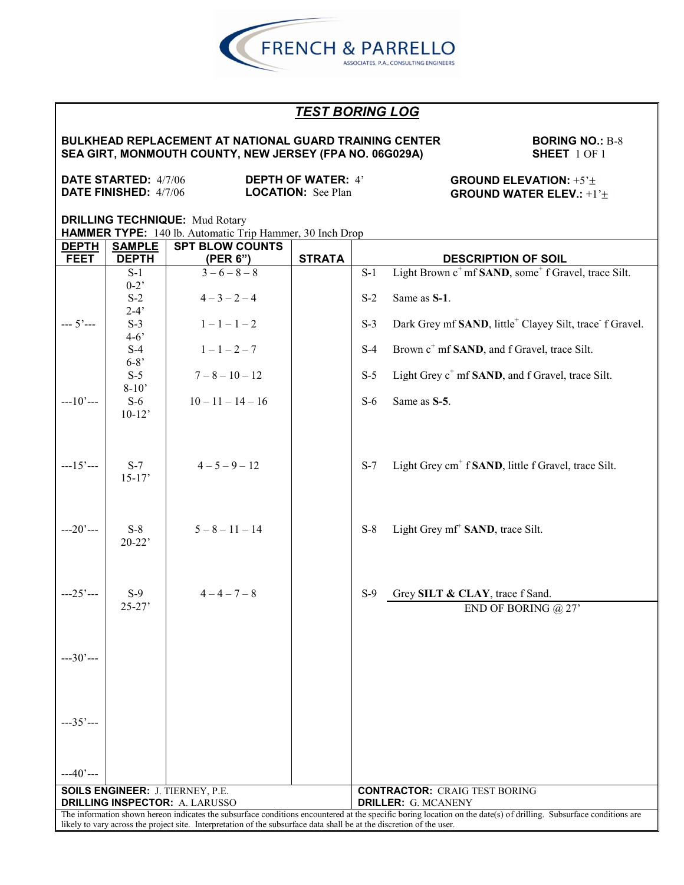FRENCH & PARRELLO
ASSOCIATES, P.A., CONSULTING ENGINEERS

## *TEST BORING LOG*

**BULKHEAD REPLACEMENT AT NATIONAL GUARD TRAINING CENTER**
**SEA GIRT, MONMOUTH COUNTY, NEW JERSEY (FPA NO. 06G029A)**

**BORING NO.:** B-8
**SHEET** 1 OF 1

**DATE STARTED:** 4/7/06
**DATE FINISHED:** 4/7/06

**DEPTH OF WATER:** 4'
**LOCATION:** See Plan

**GROUND ELEVATION:** +5'±
**GROUND WATER ELEV.:** +1'±

**DRILLING TECHNIQUE:** Mud Rotary
**HAMMER TYPE:** 140 lb. Automatic Trip Hammer, 30 Inch Drop

| DEPTH FEET | SAMPLE DEPTH | SPT BLOW COUNTS (PER 6") | STRATA | DESCRIPTION OF SOIL |
|---|---|---|---|---|
| | S-1 0-2' | 3 – 6 – 8 – 8 | | S-1 Light Brown c+ mf **SAND**, some+ f Gravel, trace Silt. |
| | S-2 2-4' | 4 – 3 – 2 – 4 | | S-2 Same as **S-1**. |
| --- 5'--- | S-3 4-6' | 1 – 1 – 1 – 2 | | S-3 Dark Grey mf **SAND**, little+ Clayey Silt, trace- f Gravel. |
| | S-4 6-8' | 1 – 1 – 2 – 7 | | S-4 Brown c+ mf **SAND**, and f Gravel, trace Silt. |
| | S-5 8-10' | 7 – 8 – 10 – 12 | | S-5 Light Grey c+ mf **SAND**, and f Gravel, trace Silt. |
| ---10'--- | S-6 10-12' | 10 – 11 – 14 – 16 | | S-6 Same as **S-5**. |
| ---15'--- | S-7 15-17' | 4 – 5 – 9 – 12 | | S-7 Light Grey cm+ f **SAND**, little f Gravel, trace Silt. |
| ---20'--- | S-8 20-22' | 5 – 8 – 11 – 14 | | S-8 Light Grey mf+ **SAND**, trace Silt. |
| ---25'--- | S-9 25-27' | 4 – 4 – 7 – 8 | | S-9 Grey **SILT & CLAY**, trace f Sand. |
| | | | | END OF BORING @ 27' |
| ---30'--- | | | | |
| ---35'--- | | | | |
| ---40'--- | | | | |

**SOILS ENGINEER:** J. TIERNEY, P.E.
**DRILLING INSPECTOR:** A. LARUSSO

**CONTRACTOR:** CRAIG TEST BORING
**DRILLER:** G. MCANENY

The information shown hereon indicates the subsurface conditions encountered at the specific boring location on the date(s) of drilling. Subsurface conditions are likely to vary across the project site. Interpretation of the subsurface data shall be at the discretion of the user.